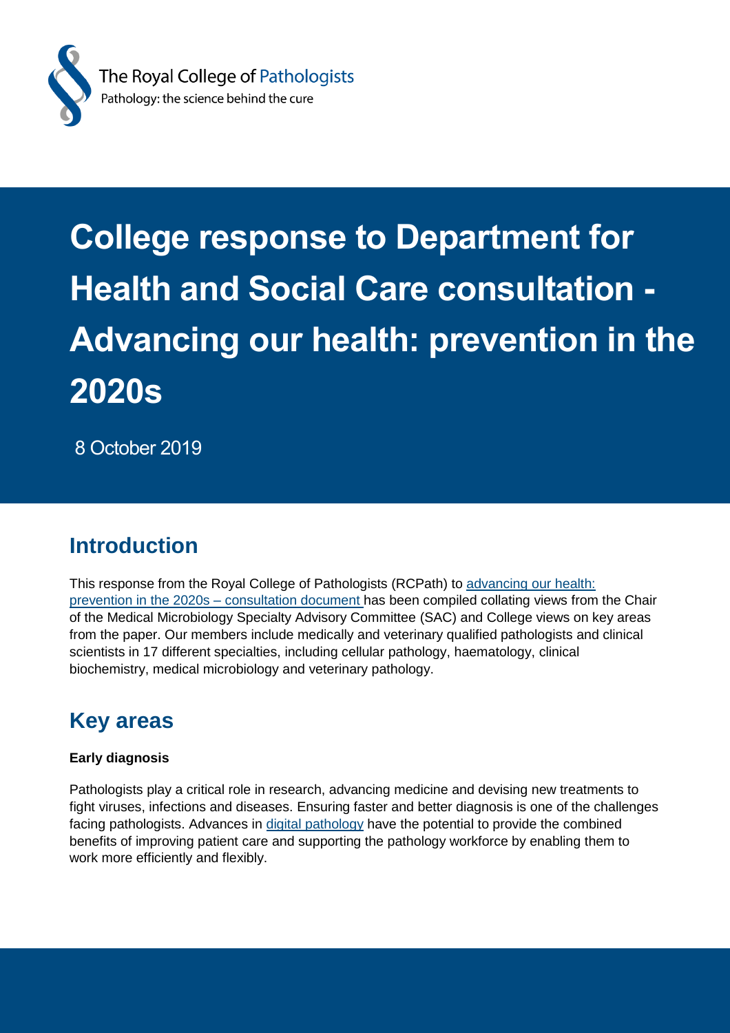The Royal College of Pathologists
Pathology: the science behind the cure

# College response to Department for Health and Social Care consultation - Advancing our health: prevention in the 2020s

8 October 2019

## Introduction

This response from the Royal College of Pathologists (RCPath) to advancing our health: prevention in the 2020s – consultation document has been compiled collating views from the Chair of the Medical Microbiology Specialty Advisory Committee (SAC) and College views on key areas from the paper. Our members include medically and veterinary qualified pathologists and clinical scientists in 17 different specialties, including cellular pathology, haematology, clinical biochemistry, medical microbiology and veterinary pathology.

## Key areas

**Early diagnosis**

Pathologists play a critical role in research, advancing medicine and devising new treatments to fight viruses, infections and diseases. Ensuring faster and better diagnosis is one of the challenges facing pathologists. Advances in digital pathology have the potential to provide the combined benefits of improving patient care and supporting the pathology workforce by enabling them to work more efficiently and flexibly.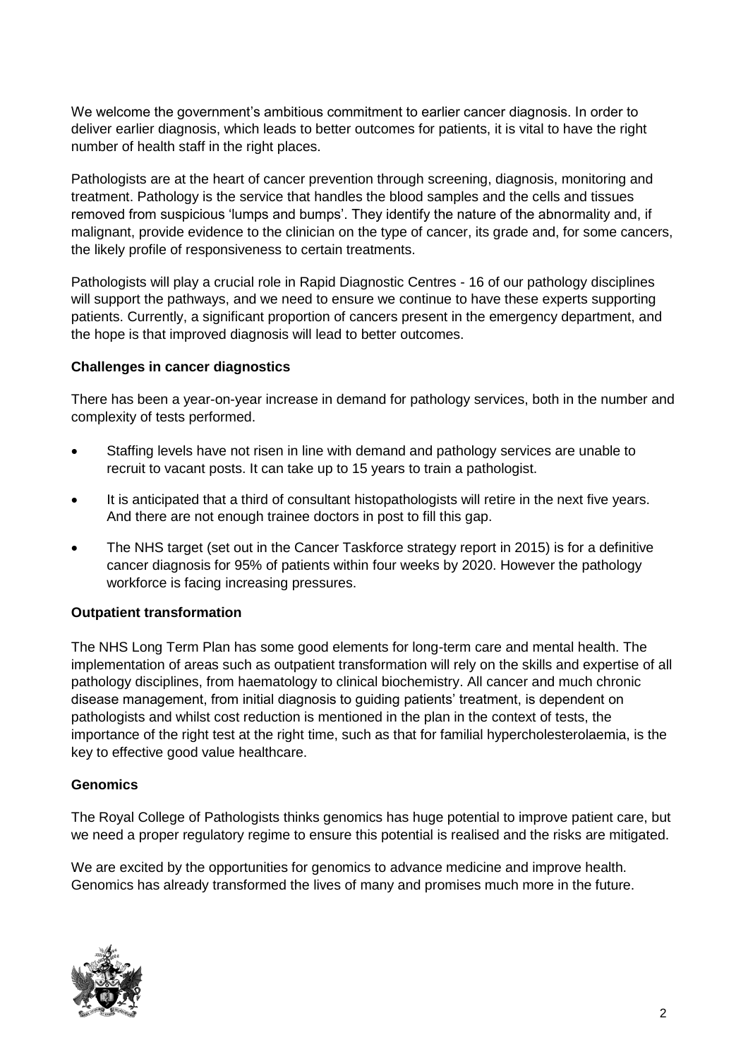We welcome the government's ambitious commitment to earlier cancer diagnosis. In order to deliver earlier diagnosis, which leads to better outcomes for patients, it is vital to have the right number of health staff in the right places.

Pathologists are at the heart of cancer prevention through screening, diagnosis, monitoring and treatment. Pathology is the service that handles the blood samples and the cells and tissues removed from suspicious 'lumps and bumps'. They identify the nature of the abnormality and, if malignant, provide evidence to the clinician on the type of cancer, its grade and, for some cancers, the likely profile of responsiveness to certain treatments.

Pathologists will play a crucial role in Rapid Diagnostic Centres - 16 of our pathology disciplines will support the pathways, and we need to ensure we continue to have these experts supporting patients. Currently, a significant proportion of cancers present in the emergency department, and the hope is that improved diagnosis will lead to better outcomes.

**Challenges in cancer diagnostics**

There has been a year-on-year increase in demand for pathology services, both in the number and complexity of tests performed.

- Staffing levels have not risen in line with demand and pathology services are unable to recruit to vacant posts. It can take up to 15 years to train a pathologist.
- It is anticipated that a third of consultant histopathologists will retire in the next five years. And there are not enough trainee doctors in post to fill this gap.
- The NHS target (set out in the Cancer Taskforce strategy report in 2015) is for a definitive cancer diagnosis for 95% of patients within four weeks by 2020. However the pathology workforce is facing increasing pressures.

**Outpatient transformation**

The NHS Long Term Plan has some good elements for long-term care and mental health. The implementation of areas such as outpatient transformation will rely on the skills and expertise of all pathology disciplines, from haematology to clinical biochemistry. All cancer and much chronic disease management, from initial diagnosis to guiding patients' treatment, is dependent on pathologists and whilst cost reduction is mentioned in the plan in the context of tests, the importance of the right test at the right time, such as that for familial hypercholesterolaemia, is the key to effective good value healthcare.

**Genomics**

The Royal College of Pathologists thinks genomics has huge potential to improve patient care, but we need a proper regulatory regime to ensure this potential is realised and the risks are mitigated.

We are excited by the opportunities for genomics to advance medicine and improve health. Genomics has already transformed the lives of many and promises much more in the future.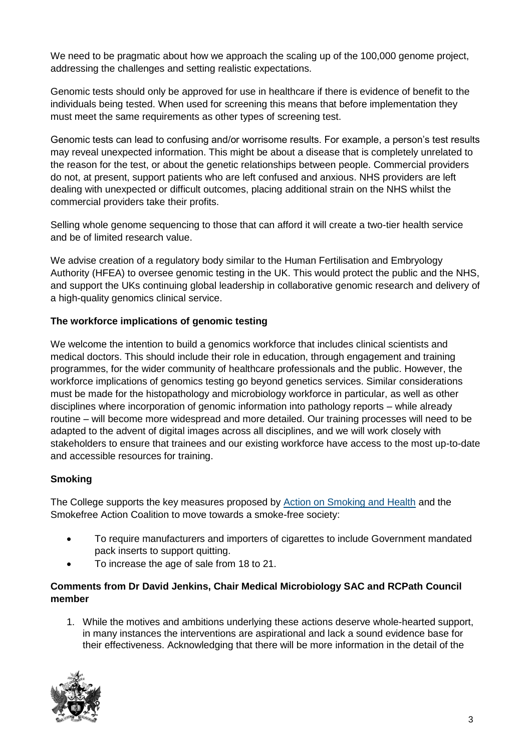We need to be pragmatic about how we approach the scaling up of the 100,000 genome project, addressing the challenges and setting realistic expectations.

Genomic tests should only be approved for use in healthcare if there is evidence of benefit to the individuals being tested. When used for screening this means that before implementation they must meet the same requirements as other types of screening test.

Genomic tests can lead to confusing and/or worrisome results. For example, a person's test results may reveal unexpected information. This might be about a disease that is completely unrelated to the reason for the test, or about the genetic relationships between people. Commercial providers do not, at present, support patients who are left confused and anxious. NHS providers are left dealing with unexpected or difficult outcomes, placing additional strain on the NHS whilst the commercial providers take their profits.

Selling whole genome sequencing to those that can afford it will create a two-tier health service and be of limited research value.

We advise creation of a regulatory body similar to the Human Fertilisation and Embryology Authority (HFEA) to oversee genomic testing in the UK. This would protect the public and the NHS, and support the UKs continuing global leadership in collaborative genomic research and delivery of a high-quality genomics clinical service.

**The workforce implications of genomic testing**

We welcome the intention to build a genomics workforce that includes clinical scientists and medical doctors. This should include their role in education, through engagement and training programmes, for the wider community of healthcare professionals and the public. However, the workforce implications of genomics testing go beyond genetics services. Similar considerations must be made for the histopathology and microbiology workforce in particular, as well as other disciplines where incorporation of genomic information into pathology reports – while already routine – will become more widespread and more detailed. Our training processes will need to be adapted to the advent of digital images across all disciplines, and we will work closely with stakeholders to ensure that trainees and our existing workforce have access to the most up-to-date and accessible resources for training.

**Smoking**

The College supports the key measures proposed by [Action on Smoking and Health]() and the Smokefree Action Coalition to move towards a smoke-free society:

- To require manufacturers and importers of cigarettes to include Government mandated pack inserts to support quitting.
- To increase the age of sale from 18 to 21.

**Comments from Dr David Jenkins, Chair Medical Microbiology SAC and RCPath Council member**

1. While the motives and ambitions underlying these actions deserve whole-hearted support, in many instances the interventions are aspirational and lack a sound evidence base for their effectiveness. Acknowledging that there will be more information in the detail of the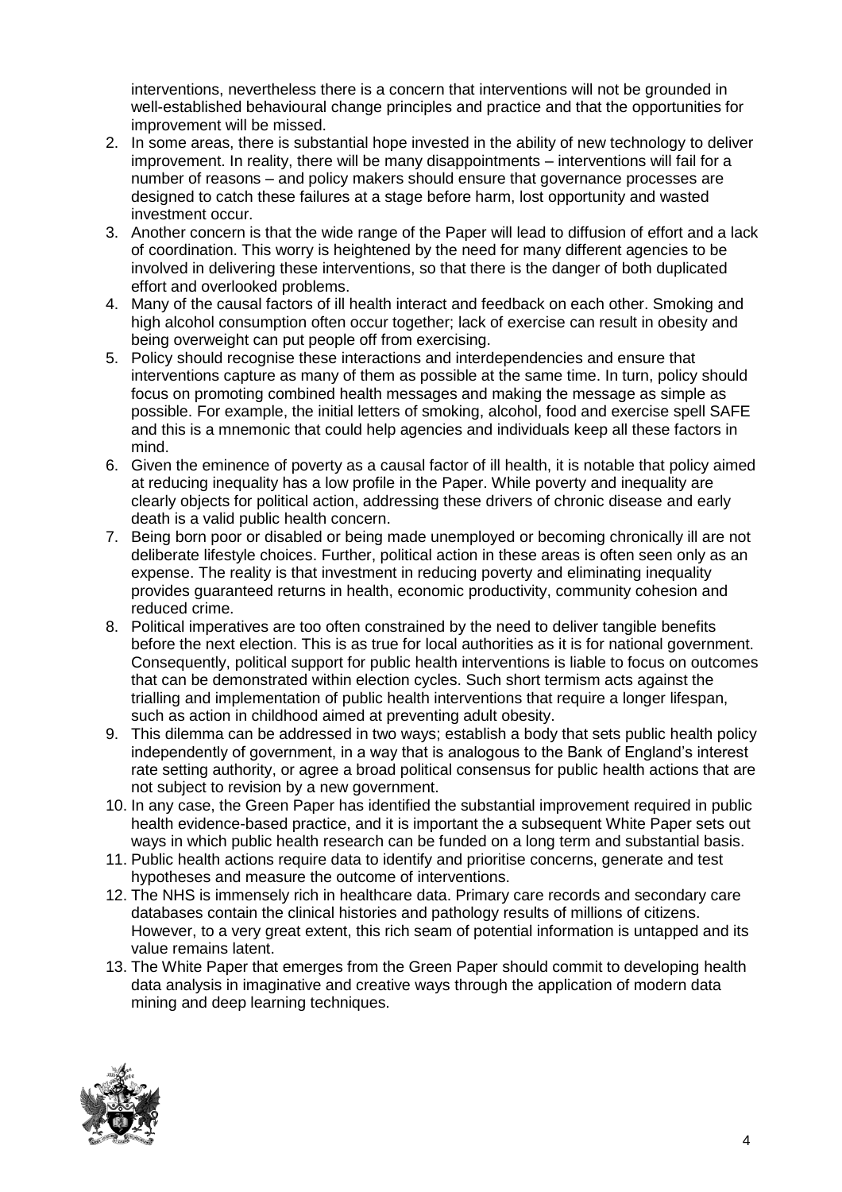interventions, nevertheless there is a concern that interventions will not be grounded in well-established behavioural change principles and practice and that the opportunities for improvement will be missed.

2. In some areas, there is substantial hope invested in the ability of new technology to deliver improvement. In reality, there will be many disappointments – interventions will fail for a number of reasons – and policy makers should ensure that governance processes are designed to catch these failures at a stage before harm, lost opportunity and wasted investment occur.
3. Another concern is that the wide range of the Paper will lead to diffusion of effort and a lack of coordination. This worry is heightened by the need for many different agencies to be involved in delivering these interventions, so that there is the danger of both duplicated effort and overlooked problems.
4. Many of the causal factors of ill health interact and feedback on each other. Smoking and high alcohol consumption often occur together; lack of exercise can result in obesity and being overweight can put people off from exercising.
5. Policy should recognise these interactions and interdependencies and ensure that interventions capture as many of them as possible at the same time. In turn, policy should focus on promoting combined health messages and making the message as simple as possible. For example, the initial letters of smoking, alcohol, food and exercise spell SAFE and this is a mnemonic that could help agencies and individuals keep all these factors in mind.
6. Given the eminence of poverty as a causal factor of ill health, it is notable that policy aimed at reducing inequality has a low profile in the Paper. While poverty and inequality are clearly objects for political action, addressing these drivers of chronic disease and early death is a valid public health concern.
7. Being born poor or disabled or being made unemployed or becoming chronically ill are not deliberate lifestyle choices. Further, political action in these areas is often seen only as an expense. The reality is that investment in reducing poverty and eliminating inequality provides guaranteed returns in health, economic productivity, community cohesion and reduced crime.
8. Political imperatives are too often constrained by the need to deliver tangible benefits before the next election. This is as true for local authorities as it is for national government. Consequently, political support for public health interventions is liable to focus on outcomes that can be demonstrated within election cycles. Such short termism acts against the trialling and implementation of public health interventions that require a longer lifespan, such as action in childhood aimed at preventing adult obesity.
9. This dilemma can be addressed in two ways; establish a body that sets public health policy independently of government, in a way that is analogous to the Bank of England's interest rate setting authority, or agree a broad political consensus for public health actions that are not subject to revision by a new government.
10. In any case, the Green Paper has identified the substantial improvement required in public health evidence-based practice, and it is important the a subsequent White Paper sets out ways in which public health research can be funded on a long term and substantial basis.
11. Public health actions require data to identify and prioritise concerns, generate and test hypotheses and measure the outcome of interventions.
12. The NHS is immensely rich in healthcare data. Primary care records and secondary care databases contain the clinical histories and pathology results of millions of citizens. However, to a very great extent, this rich seam of potential information is untapped and its value remains latent.
13. The White Paper that emerges from the Green Paper should commit to developing health data analysis in imaginative and creative ways through the application of modern data mining and deep learning techniques.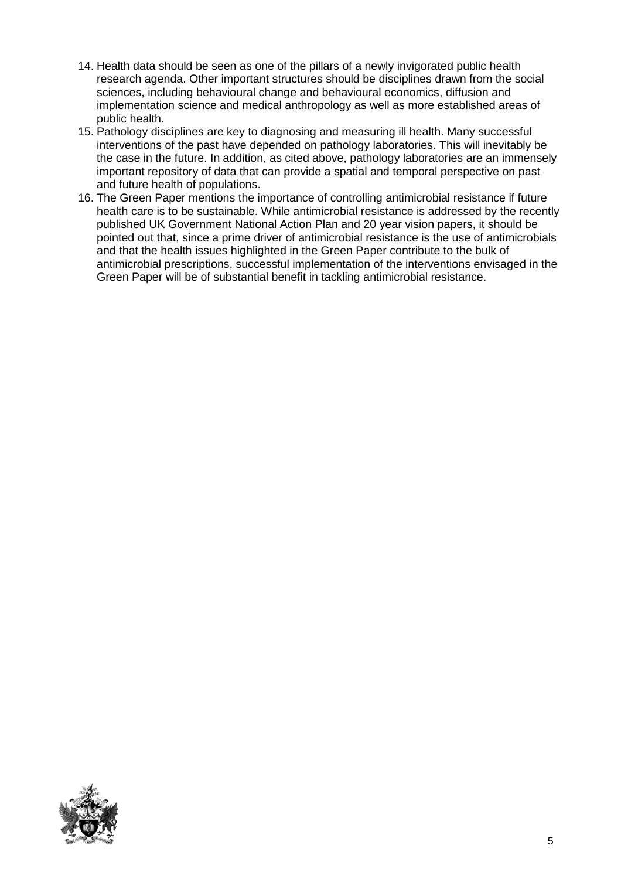14. Health data should be seen as one of the pillars of a newly invigorated public health research agenda. Other important structures should be disciplines drawn from the social sciences, including behavioural change and behavioural economics, diffusion and implementation science and medical anthropology as well as more established areas of public health.
15. Pathology disciplines are key to diagnosing and measuring ill health. Many successful interventions of the past have depended on pathology laboratories. This will inevitably be the case in the future. In addition, as cited above, pathology laboratories are an immensely important repository of data that can provide a spatial and temporal perspective on past and future health of populations.
16. The Green Paper mentions the importance of controlling antimicrobial resistance if future health care is to be sustainable. While antimicrobial resistance is addressed by the recently published UK Government National Action Plan and 20 year vision papers, it should be pointed out that, since a prime driver of antimicrobial resistance is the use of antimicrobials and that the health issues highlighted in the Green Paper contribute to the bulk of antimicrobial prescriptions, successful implementation of the interventions envisaged in the Green Paper will be of substantial benefit in tackling antimicrobial resistance.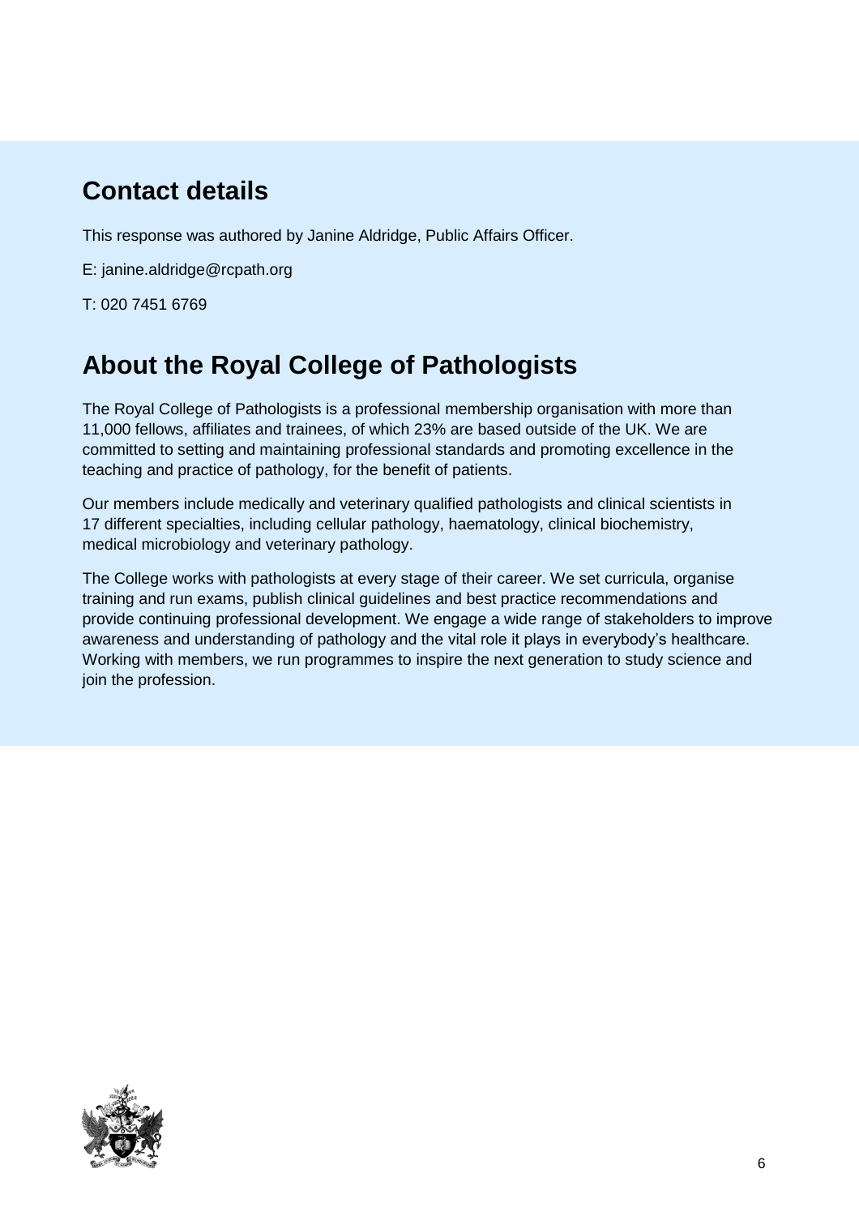## Contact details

This response was authored by Janine Aldridge, Public Affairs Officer.

E: janine.aldridge@rcpath.org

T: 020 7451 6769

## About the Royal College of Pathologists

The Royal College of Pathologists is a professional membership organisation with more than 11,000 fellows, affiliates and trainees, of which 23% are based outside of the UK. We are committed to setting and maintaining professional standards and promoting excellence in the teaching and practice of pathology, for the benefit of patients.

Our members include medically and veterinary qualified pathologists and clinical scientists in 17 different specialties, including cellular pathology, haematology, clinical biochemistry, medical microbiology and veterinary pathology.

The College works with pathologists at every stage of their career. We set curricula, organise training and run exams, publish clinical guidelines and best practice recommendations and provide continuing professional development. We engage a wide range of stakeholders to improve awareness and understanding of pathology and the vital role it plays in everybody's healthcare. Working with members, we run programmes to inspire the next generation to study science and join the profession.